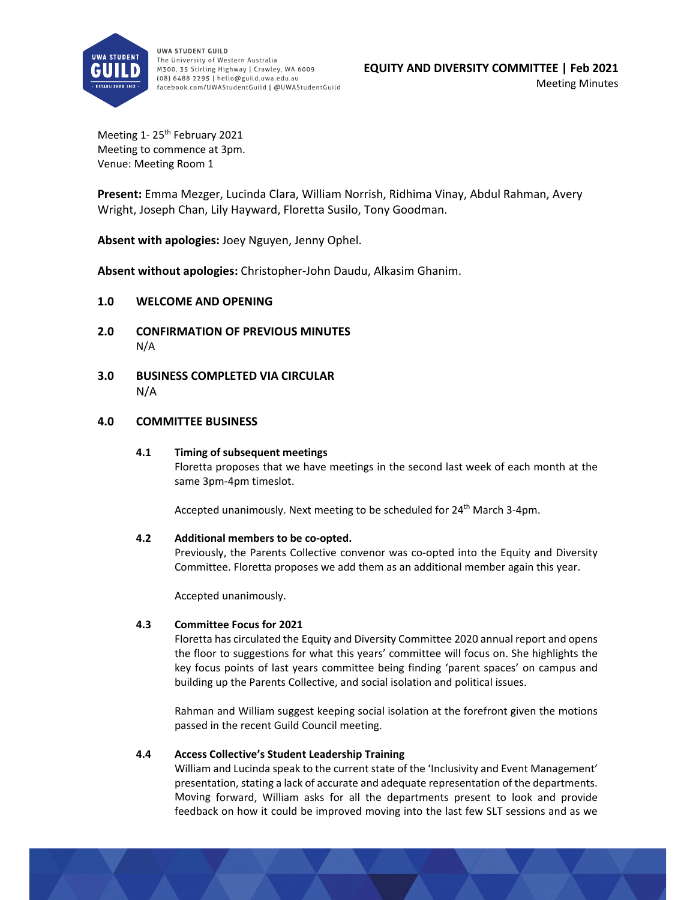UWA STUDENT GUILD
The University of Western Australia
M300, 35 Stirling Highway | Crawley, WA 6009
(08) 6488 2295 | hello@guild.uwa.edu.au
facebook.com/UWAStudentGuild | @UWAStudentGuild

**EQUITY AND DIVERSITY COMMITTEE | Feb 2021**
Meeting Minutes

Meeting 1- 25th February 2021
Meeting to commence at 3pm.
Venue: Meeting Room 1

**Present:** Emma Mezger, Lucinda Clara, William Norrish, Ridhima Vinay, Abdul Rahman, Avery Wright, Joseph Chan, Lily Hayward, Floretta Susilo, Tony Goodman.

**Absent with apologies:** Joey Nguyen, Jenny Ophel.

**Absent without apologies:** Christopher-John Daudu, Alkasim Ghanim.

## 1.0 WELCOME AND OPENING

## 2.0 CONFIRMATION OF PREVIOUS MINUTES

N/A

## 3.0 BUSINESS COMPLETED VIA CIRCULAR

N/A

## 4.0 COMMITTEE BUSINESS

### 4.1 Timing of subsequent meetings

Floretta proposes that we have meetings in the second last week of each month at the same 3pm-4pm timeslot.

Accepted unanimously. Next meeting to be scheduled for 24th March 3-4pm.

### 4.2 Additional members to be co-opted.

Previously, the Parents Collective convenor was co-opted into the Equity and Diversity Committee. Floretta proposes we add them as an additional member again this year.

Accepted unanimously.

### 4.3 Committee Focus for 2021

Floretta has circulated the Equity and Diversity Committee 2020 annual report and opens the floor to suggestions for what this years' committee will focus on. She highlights the key focus points of last years committee being finding 'parent spaces' on campus and building up the Parents Collective, and social isolation and political issues.

Rahman and William suggest keeping social isolation at the forefront given the motions passed in the recent Guild Council meeting.

### 4.4 Access Collective's Student Leadership Training

William and Lucinda speak to the current state of the 'Inclusivity and Event Management' presentation, stating a lack of accurate and adequate representation of the departments. Moving forward, William asks for all the departments present to look and provide feedback on how it could be improved moving into the last few SLT sessions and as we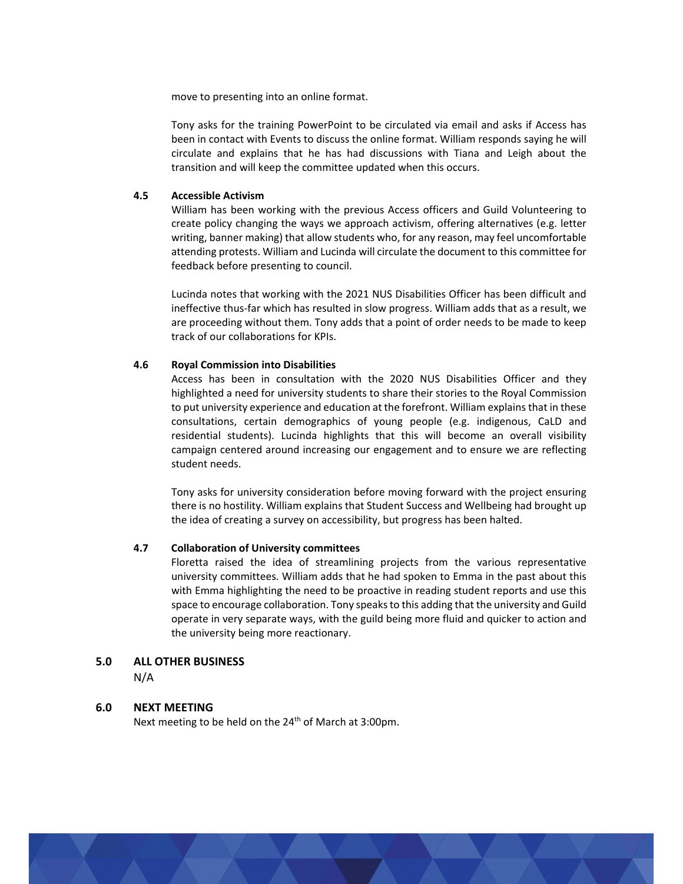move to presenting into an online format.

Tony asks for the training PowerPoint to be circulated via email and asks if Access has been in contact with Events to discuss the online format. William responds saying he will circulate and explains that he has had discussions with Tiana and Leigh about the transition and will keep the committee updated when this occurs.

### 4.5 Accessible Activism

William has been working with the previous Access officers and Guild Volunteering to create policy changing the ways we approach activism, offering alternatives (e.g. letter writing, banner making) that allow students who, for any reason, may feel uncomfortable attending protests. William and Lucinda will circulate the document to this committee for feedback before presenting to council.

Lucinda notes that working with the 2021 NUS Disabilities Officer has been difficult and ineffective thus-far which has resulted in slow progress. William adds that as a result, we are proceeding without them. Tony adds that a point of order needs to be made to keep track of our collaborations for KPIs.

### 4.6 Royal Commission into Disabilities

Access has been in consultation with the 2020 NUS Disabilities Officer and they highlighted a need for university students to share their stories to the Royal Commission to put university experience and education at the forefront. William explains that in these consultations, certain demographics of young people (e.g. indigenous, CaLD and residential students). Lucinda highlights that this will become an overall visibility campaign centered around increasing our engagement and to ensure we are reflecting student needs.

Tony asks for university consideration before moving forward with the project ensuring there is no hostility. William explains that Student Success and Wellbeing had brought up the idea of creating a survey on accessibility, but progress has been halted.

### 4.7 Collaboration of University committees

Floretta raised the idea of streamlining projects from the various representative university committees. William adds that he had spoken to Emma in the past about this with Emma highlighting the need to be proactive in reading student reports and use this space to encourage collaboration. Tony speaks to this adding that the university and Guild operate in very separate ways, with the guild being more fluid and quicker to action and the university being more reactionary.

## 5.0 ALL OTHER BUSINESS

N/A

## 6.0 NEXT MEETING

Next meeting to be held on the 24th of March at 3:00pm.